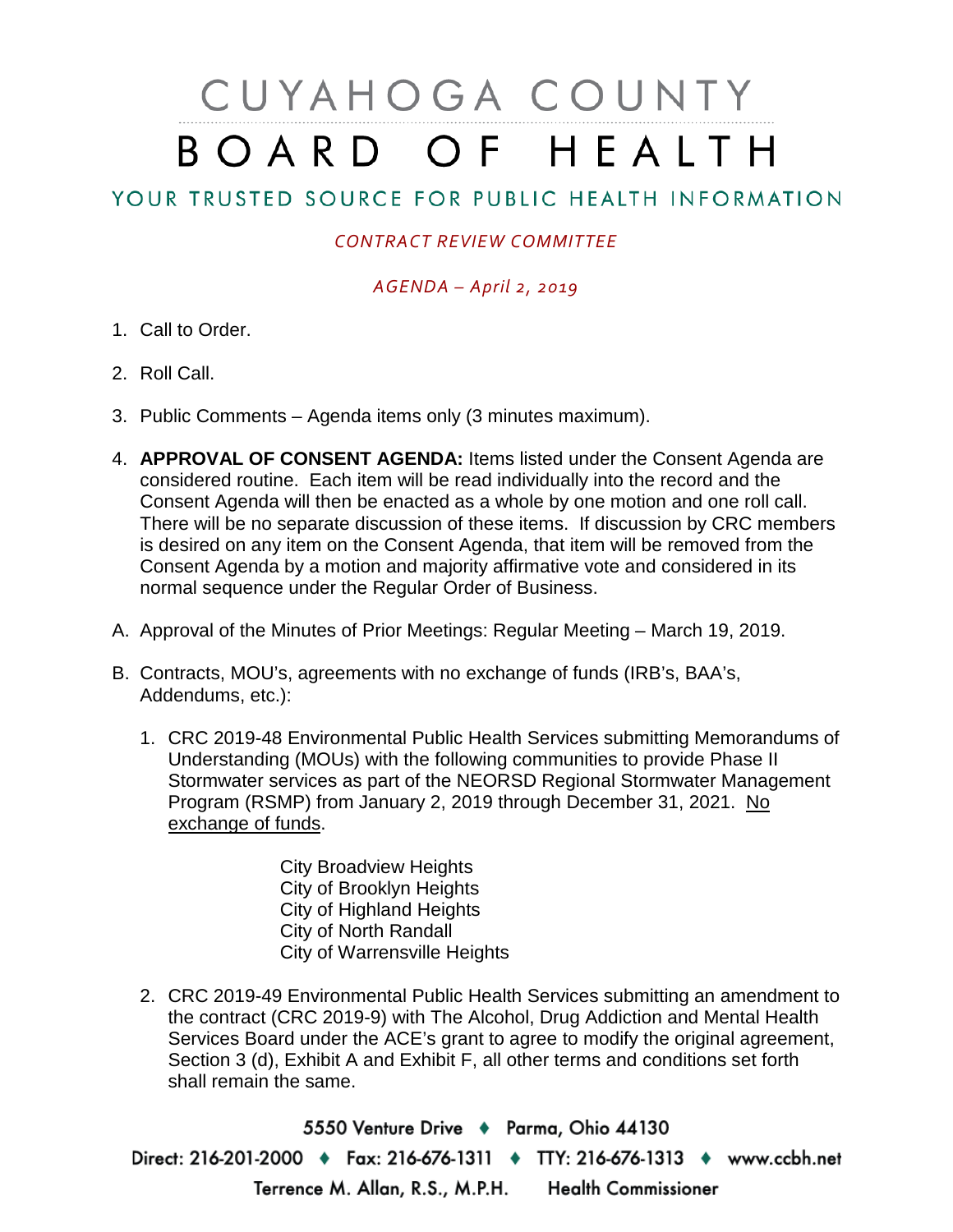# CUYAHOGA COUNTY
# BOARD OF HEALTH

## YOUR TRUSTED SOURCE FOR PUBLIC HEALTH INFORMATION

*CONTRACT REVIEW COMMITTEE*

*AGENDA – April 2, 2019*

1. Call to Order.

2. Roll Call.

3. Public Comments – Agenda items only (3 minutes maximum).

4. **APPROVAL OF CONSENT AGENDA:** Items listed under the Consent Agenda are considered routine. Each item will be read individually into the record and the Consent Agenda will then be enacted as a whole by one motion and one roll call. There will be no separate discussion of these items. If discussion by CRC members is desired on any item on the Consent Agenda, that item will be removed from the Consent Agenda by a motion and majority affirmative vote and considered in its normal sequence under the Regular Order of Business.

A. Approval of the Minutes of Prior Meetings: Regular Meeting – March 19, 2019.

B. Contracts, MOU's, agreements with no exchange of funds (IRB's, BAA's, Addendums, etc.):

   1. CRC 2019-48 Environmental Public Health Services submitting Memorandums of Understanding (MOUs) with the following communities to provide Phase II Stormwater services as part of the NEORSD Regional Stormwater Management Program (RSMP) from January 2, 2019 through December 31, 2021. <u>No exchange of funds</u>.

      City Broadview Heights
      City of Brooklyn Heights
      City of Highland Heights
      City of North Randall
      City of Warrensville Heights

   2. CRC 2019-49 Environmental Public Health Services submitting an amendment to the contract (CRC 2019-9) with The Alcohol, Drug Addiction and Mental Health Services Board under the ACE's grant to agree to modify the original agreement, Section 3 (d), Exhibit A and Exhibit F, all other terms and conditions set forth shall remain the same.

5550 Venture Drive ♦ Parma, Ohio 44130
Direct: 216-201-2000 ♦ Fax: 216-676-1311 ♦ TTY: 216-676-1313 ♦ www.ccbh.net
Terrence M. Allan, R.S., M.P.H. Health Commissioner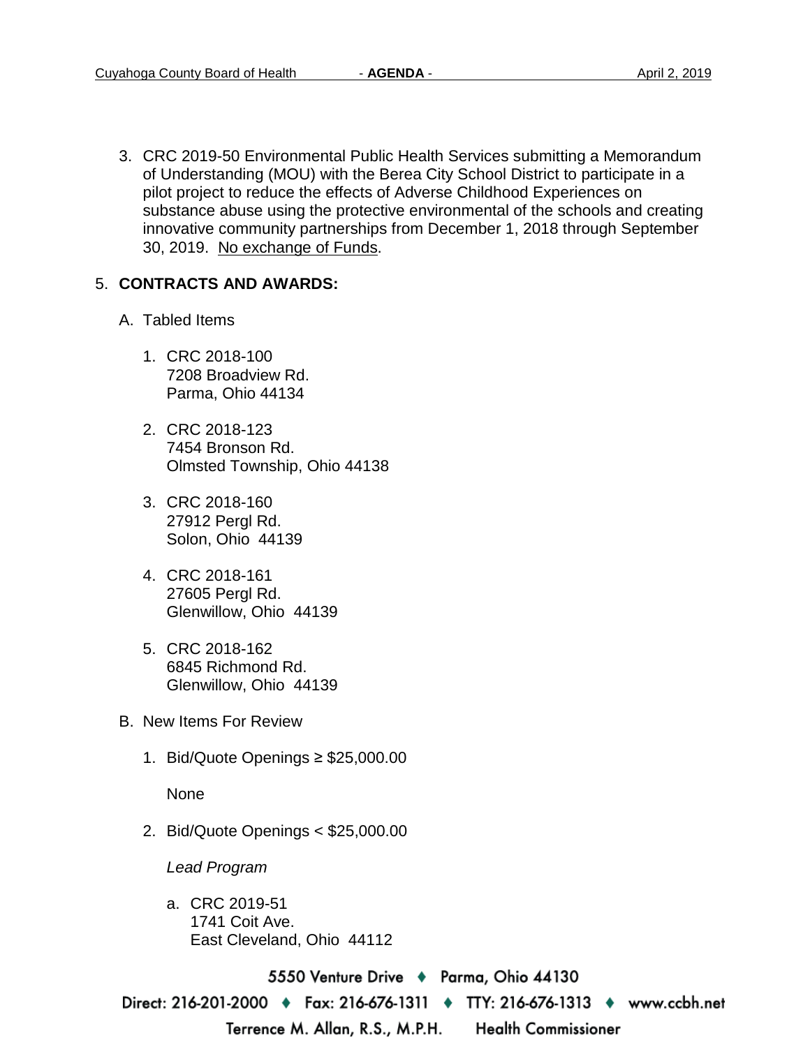3. CRC 2019-50 Environmental Public Health Services submitting a Memorandum of Understanding (MOU) with the Berea City School District to participate in a pilot project to reduce the effects of Adverse Childhood Experiences on substance abuse using the protective environmental of the schools and creating innovative community partnerships from December 1, 2018 through September 30, 2019. No exchange of Funds.

5. **CONTRACTS AND AWARDS:**

   A. Tabled Items

      1. CRC 2018-100
         7208 Broadview Rd.
         Parma, Ohio 44134

      2. CRC 2018-123
         7454 Bronson Rd.
         Olmsted Township, Ohio 44138

      3. CRC 2018-160
         27912 Pergl Rd.
         Solon, Ohio 44139

      4. CRC 2018-161
         27605 Pergl Rd.
         Glenwillow, Ohio 44139

      5. CRC 2018-162
         6845 Richmond Rd.
         Glenwillow, Ohio 44139

   B. New Items For Review

      1. Bid/Quote Openings ≥ $25,000.00

         None

      2. Bid/Quote Openings < $25,000.00

         *Lead Program*

         a. CRC 2019-51
            1741 Coit Ave.
            East Cleveland, Ohio 44112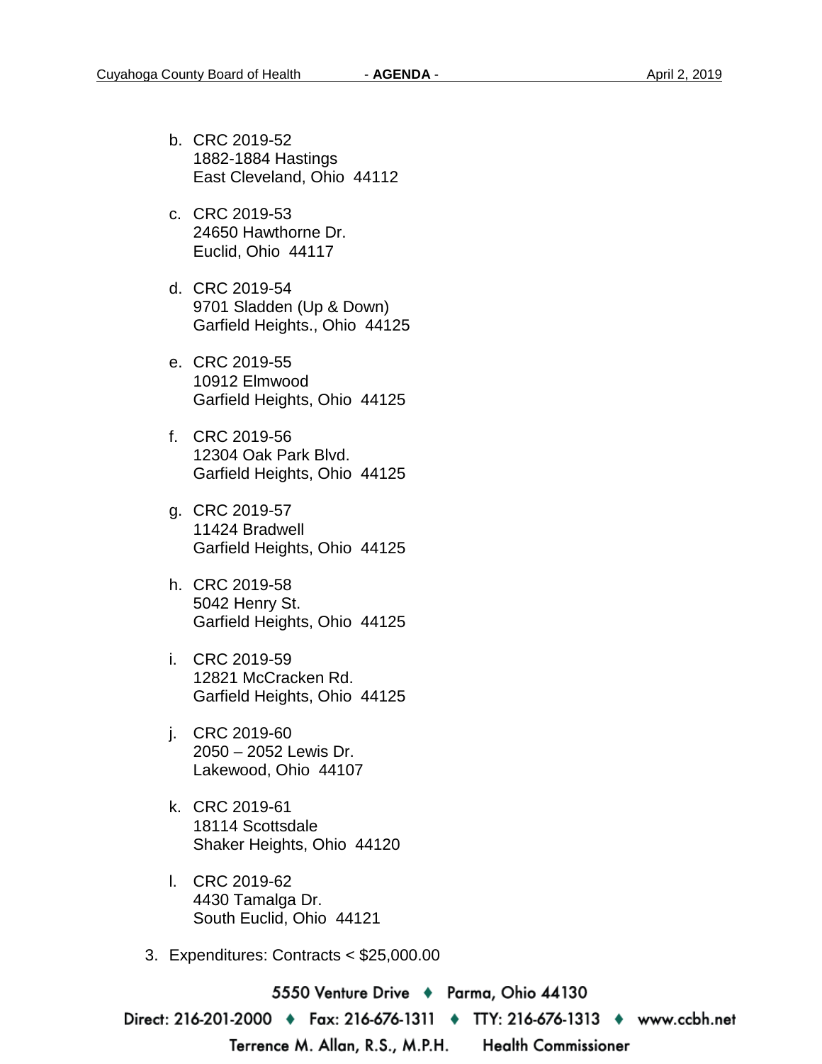b. CRC 2019-52
   1882-1884 Hastings
   East Cleveland, Ohio 44112

c. CRC 2019-53
   24650 Hawthorne Dr.
   Euclid, Ohio 44117

d. CRC 2019-54
   9701 Sladden (Up & Down)
   Garfield Heights., Ohio 44125

e. CRC 2019-55
   10912 Elmwood
   Garfield Heights, Ohio 44125

f. CRC 2019-56
   12304 Oak Park Blvd.
   Garfield Heights, Ohio 44125

g. CRC 2019-57
   11424 Bradwell
   Garfield Heights, Ohio 44125

h. CRC 2019-58
   5042 Henry St.
   Garfield Heights, Ohio 44125

i. CRC 2019-59
   12821 McCracken Rd.
   Garfield Heights, Ohio 44125

j. CRC 2019-60
   2050 – 2052 Lewis Dr.
   Lakewood, Ohio 44107

k. CRC 2019-61
   18114 Scottsdale
   Shaker Heights, Ohio 44120

l. CRC 2019-62
   4430 Tamalga Dr.
   South Euclid, Ohio 44121

3. Expenditures: Contracts < $25,000.00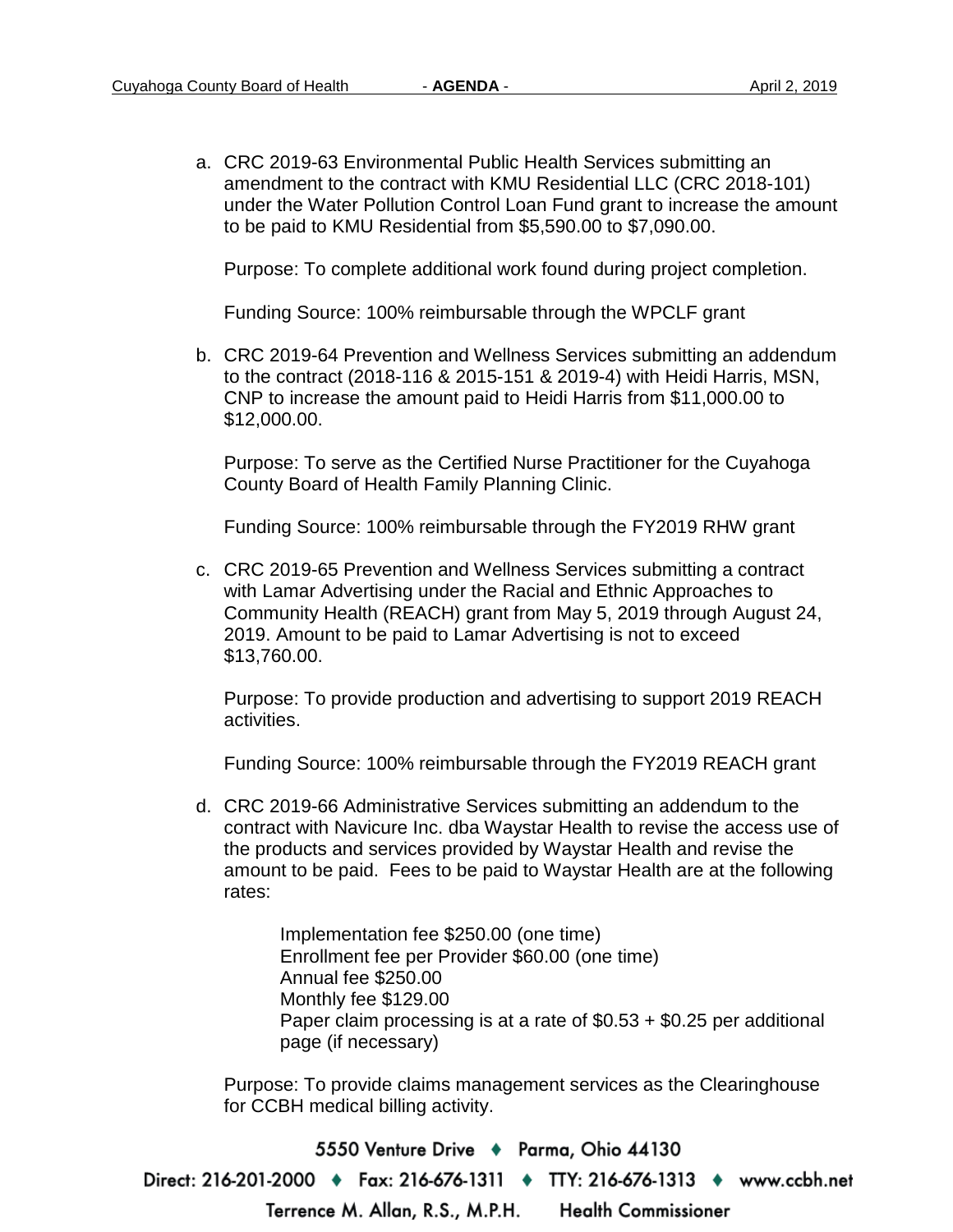a. CRC 2019-63 Environmental Public Health Services submitting an amendment to the contract with KMU Residential LLC (CRC 2018-101) under the Water Pollution Control Loan Fund grant to increase the amount to be paid to KMU Residential from $5,590.00 to $7,090.00.

   Purpose: To complete additional work found during project completion.

   Funding Source: 100% reimbursable through the WPCLF grant

b. CRC 2019-64 Prevention and Wellness Services submitting an addendum to the contract (2018-116 & 2015-151 & 2019-4) with Heidi Harris, MSN, CNP to increase the amount paid to Heidi Harris from $11,000.00 to $12,000.00.

   Purpose: To serve as the Certified Nurse Practitioner for the Cuyahoga County Board of Health Family Planning Clinic.

   Funding Source: 100% reimbursable through the FY2019 RHW grant

c. CRC 2019-65 Prevention and Wellness Services submitting a contract with Lamar Advertising under the Racial and Ethnic Approaches to Community Health (REACH) grant from May 5, 2019 through August 24, 2019. Amount to be paid to Lamar Advertising is not to exceed $13,760.00.

   Purpose: To provide production and advertising to support 2019 REACH activities.

   Funding Source: 100% reimbursable through the FY2019 REACH grant

d. CRC 2019-66 Administrative Services submitting an addendum to the contract with Navicure Inc. dba Waystar Health to revise the access use of the products and services provided by Waystar Health and revise the amount to be paid. Fees to be paid to Waystar Health are at the following rates:

   Implementation fee $250.00 (one time)
   Enrollment fee per Provider $60.00 (one time)
   Annual fee $250.00
   Monthly fee $129.00
   Paper claim processing is at a rate of $0.53 + $0.25 per additional page (if necessary)

   Purpose: To provide claims management services as the Clearinghouse for CCBH medical billing activity.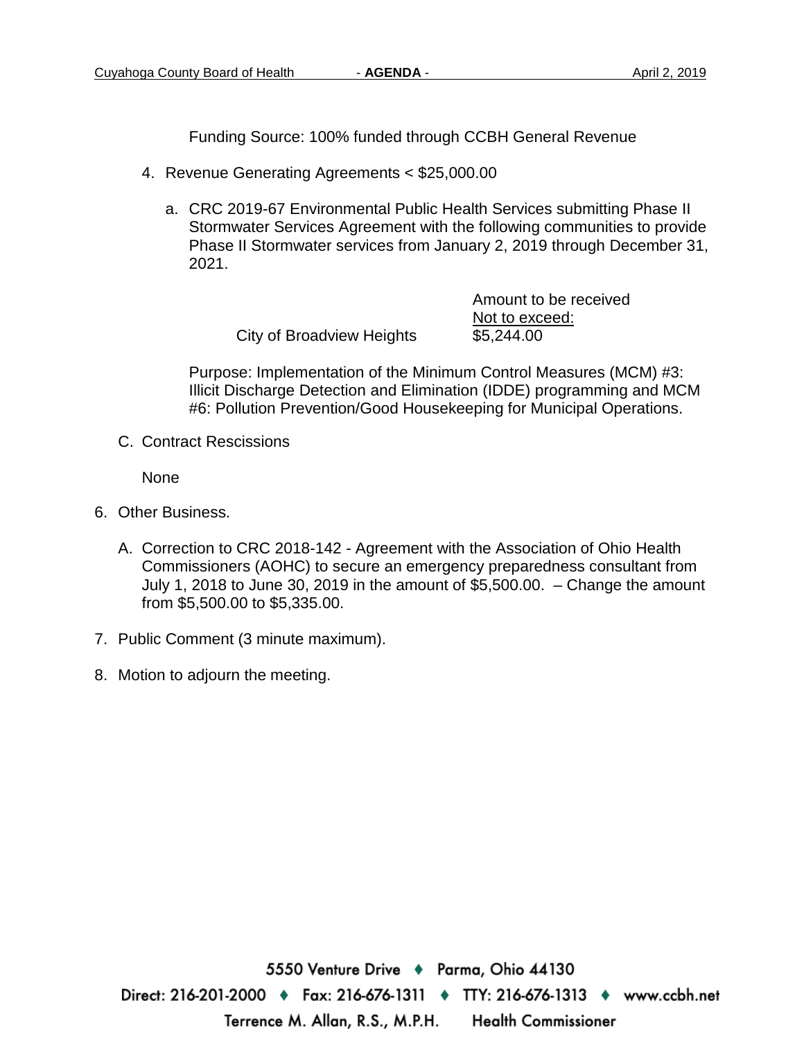Funding Source: 100% funded through CCBH General Revenue

4. Revenue Generating Agreements < $25,000.00

   a. CRC 2019-67 Environmental Public Health Services submitting Phase II Stormwater Services Agreement with the following communities to provide Phase II Stormwater services from January 2, 2019 through December 31, 2021.

| | Amount to be received <u>Not to exceed:</u> |
|---|---|
| City of Broadview Heights | $5,244.00 |

   Purpose: Implementation of the Minimum Control Measures (MCM) #3: Illicit Discharge Detection and Elimination (IDDE) programming and MCM #6: Pollution Prevention/Good Housekeeping for Municipal Operations.

C. Contract Rescissions

   None

6. Other Business.

   A. Correction to CRC 2018-142 - Agreement with the Association of Ohio Health Commissioners (AOHC) to secure an emergency preparedness consultant from July 1, 2018 to June 30, 2019 in the amount of $5,500.00. – Change the amount from $5,500.00 to $5,335.00.

7. Public Comment (3 minute maximum).

8. Motion to adjourn the meeting.